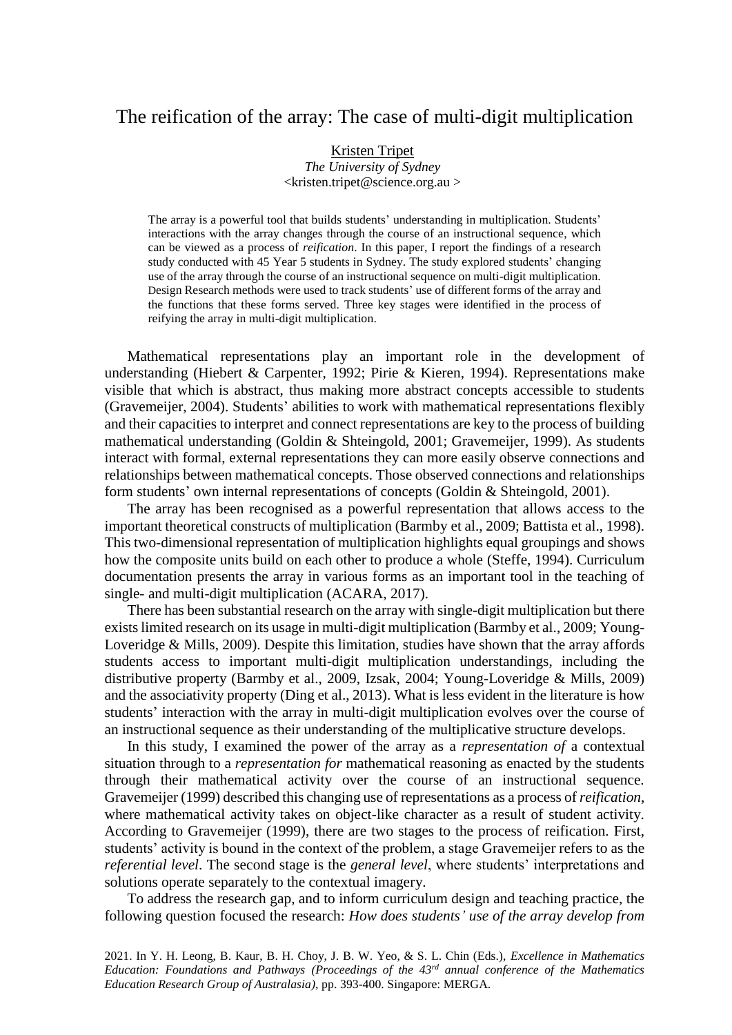# The reification of the array: The case of multi-digit multiplication

Kristen Tripet
*The University of Sydney*
<kristen.tripet@science.org.au >

> The array is a powerful tool that builds students' understanding in multiplication. Students' interactions with the array changes through the course of an instructional sequence, which can be viewed as a process of *reification*. In this paper, I report the findings of a research study conducted with 45 Year 5 students in Sydney. The study explored students' changing use of the array through the course of an instructional sequence on multi-digit multiplication. Design Research methods were used to track students' use of different forms of the array and the functions that these forms served. Three key stages were identified in the process of reifying the array in multi-digit multiplication.

Mathematical representations play an important role in the development of understanding (Hiebert & Carpenter, 1992; Pirie & Kieren, 1994). Representations make visible that which is abstract, thus making more abstract concepts accessible to students (Gravemeijer, 2004). Students' abilities to work with mathematical representations flexibly and their capacities to interpret and connect representations are key to the process of building mathematical understanding (Goldin & Shteingold, 2001; Gravemeijer, 1999). As students interact with formal, external representations they can more easily observe connections and relationships between mathematical concepts. Those observed connections and relationships form students' own internal representations of concepts (Goldin & Shteingold, 2001).

The array has been recognised as a powerful representation that allows access to the important theoretical constructs of multiplication (Barmby et al., 2009; Battista et al., 1998). This two-dimensional representation of multiplication highlights equal groupings and shows how the composite units build on each other to produce a whole (Steffe, 1994). Curriculum documentation presents the array in various forms as an important tool in the teaching of single- and multi-digit multiplication (ACARA, 2017).

There has been substantial research on the array with single-digit multiplication but there exists limited research on its usage in multi-digit multiplication (Barmby et al., 2009; Young-Loveridge & Mills, 2009). Despite this limitation, studies have shown that the array affords students access to important multi-digit multiplication understandings, including the distributive property (Barmby et al., 2009, Izsak, 2004; Young-Loveridge & Mills, 2009) and the associativity property (Ding et al., 2013). What is less evident in the literature is how students' interaction with the array in multi-digit multiplication evolves over the course of an instructional sequence as their understanding of the multiplicative structure develops.

In this study, I examined the power of the array as a *representation of* a contextual situation through to a *representation for* mathematical reasoning as enacted by the students through their mathematical activity over the course of an instructional sequence. Gravemeijer (1999) described this changing use of representations as a process of *reification*, where mathematical activity takes on object-like character as a result of student activity. According to Gravemeijer (1999), there are two stages to the process of reification. First, students' activity is bound in the context of the problem, a stage Gravemeijer refers to as the *referential level*. The second stage is the *general level*, where students' interpretations and solutions operate separately to the contextual imagery.

To address the research gap, and to inform curriculum design and teaching practice, the following question focused the research: *How does students' use of the array develop from*

2021. In Y. H. Leong, B. Kaur, B. H. Choy, J. B. W. Yeo, & S. L. Chin (Eds.), *Excellence in Mathematics Education: Foundations and Pathways (Proceedings of the 43rd annual conference of the Mathematics Education Research Group of Australasia)*, pp. 393-400. Singapore: MERGA.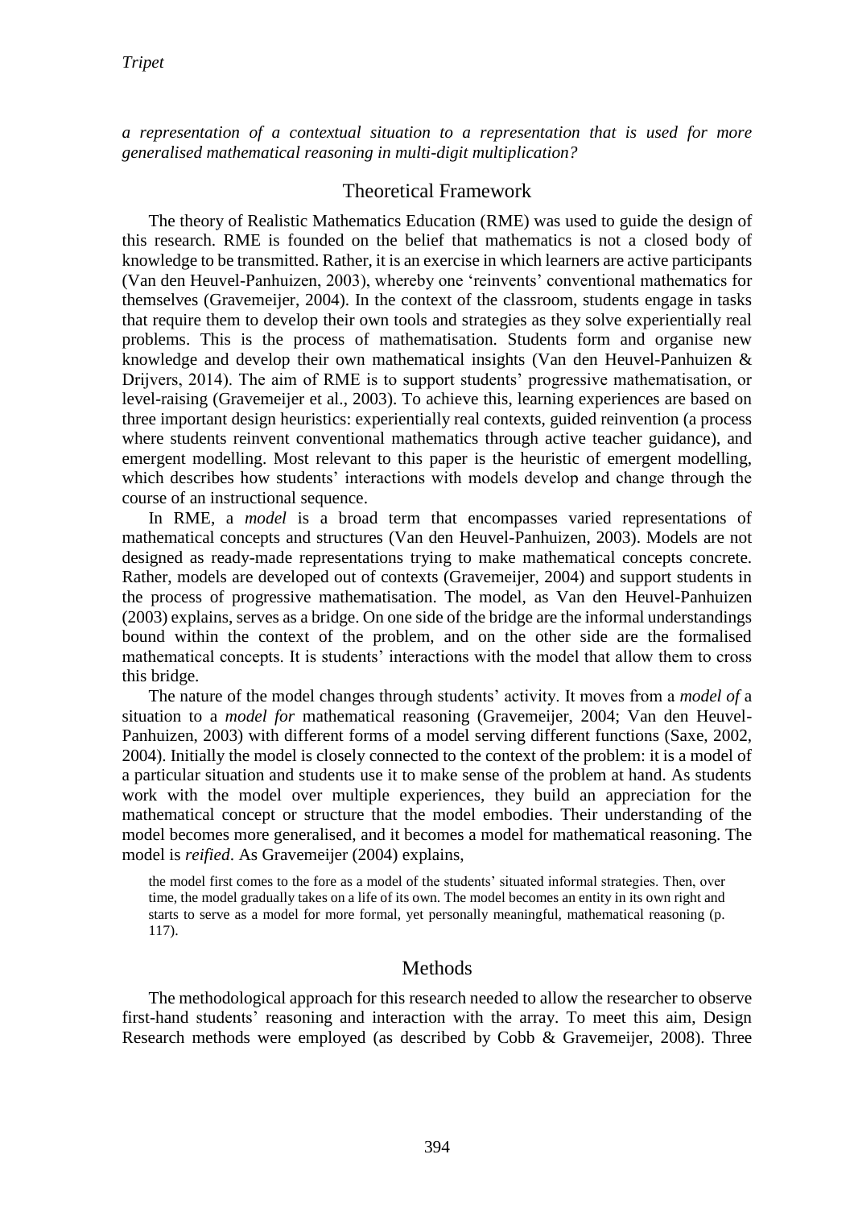*a representation of a contextual situation to a representation that is used for more generalised mathematical reasoning in multi-digit multiplication?*

## Theoretical Framework

The theory of Realistic Mathematics Education (RME) was used to guide the design of this research. RME is founded on the belief that mathematics is not a closed body of knowledge to be transmitted. Rather, it is an exercise in which learners are active participants (Van den Heuvel-Panhuizen, 2003), whereby one 'reinvents' conventional mathematics for themselves (Gravemeijer, 2004). In the context of the classroom, students engage in tasks that require them to develop their own tools and strategies as they solve experientially real problems. This is the process of mathematisation. Students form and organise new knowledge and develop their own mathematical insights (Van den Heuvel-Panhuizen & Drijvers, 2014). The aim of RME is to support students' progressive mathematisation, or level-raising (Gravemeijer et al., 2003). To achieve this, learning experiences are based on three important design heuristics: experientially real contexts, guided reinvention (a process where students reinvent conventional mathematics through active teacher guidance), and emergent modelling. Most relevant to this paper is the heuristic of emergent modelling, which describes how students' interactions with models develop and change through the course of an instructional sequence.

In RME, a *model* is a broad term that encompasses varied representations of mathematical concepts and structures (Van den Heuvel-Panhuizen, 2003). Models are not designed as ready-made representations trying to make mathematical concepts concrete. Rather, models are developed out of contexts (Gravemeijer, 2004) and support students in the process of progressive mathematisation. The model, as Van den Heuvel-Panhuizen (2003) explains, serves as a bridge. On one side of the bridge are the informal understandings bound within the context of the problem, and on the other side are the formalised mathematical concepts. It is students' interactions with the model that allow them to cross this bridge.

The nature of the model changes through students' activity. It moves from a *model of* a situation to a *model for* mathematical reasoning (Gravemeijer, 2004; Van den Heuvel-Panhuizen, 2003) with different forms of a model serving different functions (Saxe, 2002, 2004). Initially the model is closely connected to the context of the problem: it is a model of a particular situation and students use it to make sense of the problem at hand. As students work with the model over multiple experiences, they build an appreciation for the mathematical concept or structure that the model embodies. Their understanding of the model becomes more generalised, and it becomes a model for mathematical reasoning. The model is *reified*. As Gravemeijer (2004) explains,

> the model first comes to the fore as a model of the students' situated informal strategies. Then, over time, the model gradually takes on a life of its own. The model becomes an entity in its own right and starts to serve as a model for more formal, yet personally meaningful, mathematical reasoning (p. 117).

## Methods

The methodological approach for this research needed to allow the researcher to observe first-hand students' reasoning and interaction with the array. To meet this aim, Design Research methods were employed (as described by Cobb & Gravemeijer, 2008). Three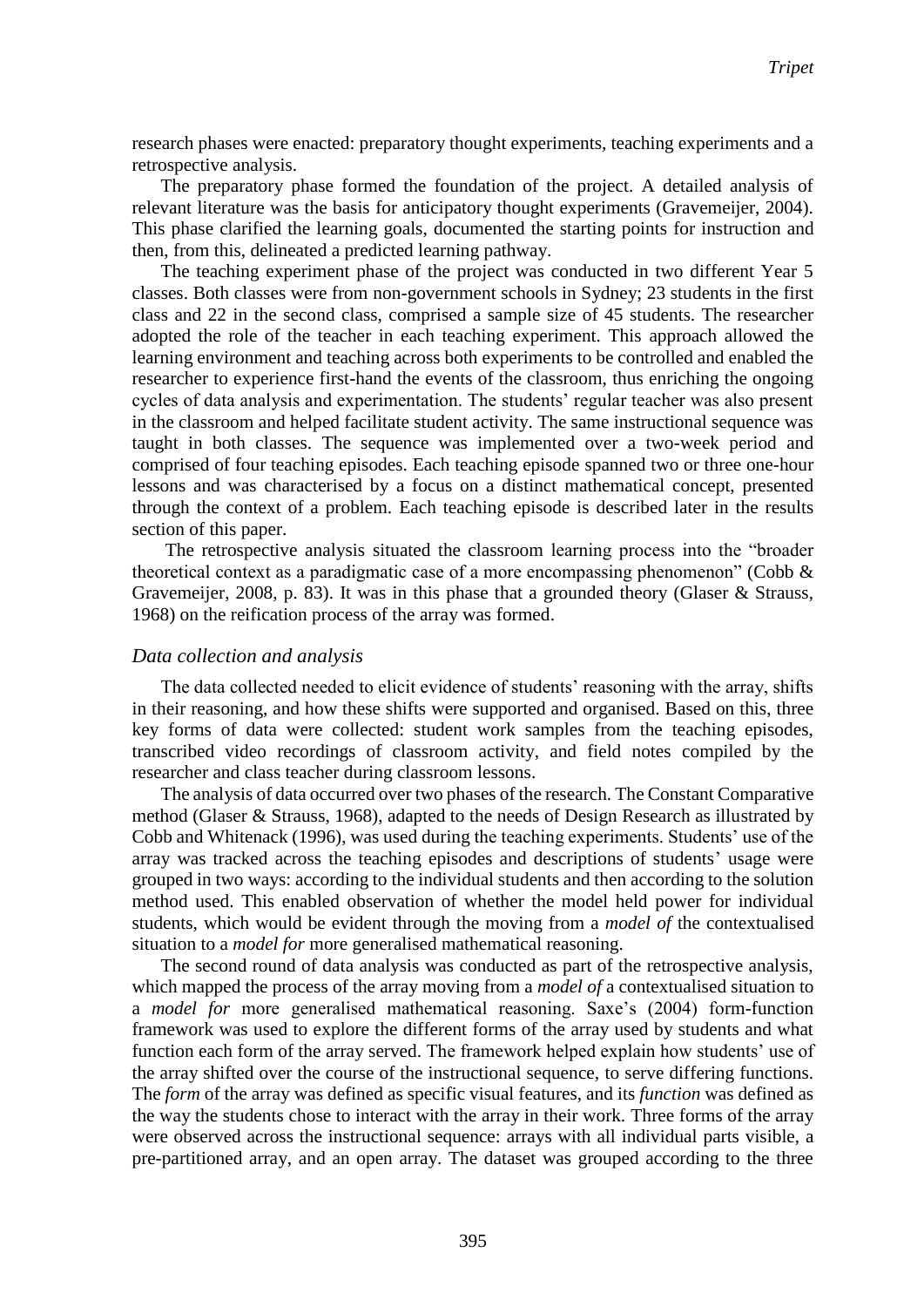research phases were enacted: preparatory thought experiments, teaching experiments and a retrospective analysis.

The preparatory phase formed the foundation of the project. A detailed analysis of relevant literature was the basis for anticipatory thought experiments (Gravemeijer, 2004). This phase clarified the learning goals, documented the starting points for instruction and then, from this, delineated a predicted learning pathway.

The teaching experiment phase of the project was conducted in two different Year 5 classes. Both classes were from non-government schools in Sydney; 23 students in the first class and 22 in the second class, comprised a sample size of 45 students. The researcher adopted the role of the teacher in each teaching experiment. This approach allowed the learning environment and teaching across both experiments to be controlled and enabled the researcher to experience first-hand the events of the classroom, thus enriching the ongoing cycles of data analysis and experimentation. The students' regular teacher was also present in the classroom and helped facilitate student activity. The same instructional sequence was taught in both classes. The sequence was implemented over a two-week period and comprised of four teaching episodes. Each teaching episode spanned two or three one-hour lessons and was characterised by a focus on a distinct mathematical concept, presented through the context of a problem. Each teaching episode is described later in the results section of this paper.

The retrospective analysis situated the classroom learning process into the "broader theoretical context as a paradigmatic case of a more encompassing phenomenon" (Cobb & Gravemeijer, 2008, p. 83). It was in this phase that a grounded theory (Glaser & Strauss, 1968) on the reification process of the array was formed.

### *Data collection and analysis*

The data collected needed to elicit evidence of students' reasoning with the array, shifts in their reasoning, and how these shifts were supported and organised. Based on this, three key forms of data were collected: student work samples from the teaching episodes, transcribed video recordings of classroom activity, and field notes compiled by the researcher and class teacher during classroom lessons.

The analysis of data occurred over two phases of the research. The Constant Comparative method (Glaser & Strauss, 1968), adapted to the needs of Design Research as illustrated by Cobb and Whitenack (1996), was used during the teaching experiments. Students' use of the array was tracked across the teaching episodes and descriptions of students' usage were grouped in two ways: according to the individual students and then according to the solution method used. This enabled observation of whether the model held power for individual students, which would be evident through the moving from a *model of* the contextualised situation to a *model for* more generalised mathematical reasoning.

The second round of data analysis was conducted as part of the retrospective analysis, which mapped the process of the array moving from a *model of* a contextualised situation to a *model for* more generalised mathematical reasoning. Saxe's (2004) form-function framework was used to explore the different forms of the array used by students and what function each form of the array served. The framework helped explain how students' use of the array shifted over the course of the instructional sequence, to serve differing functions. The *form* of the array was defined as specific visual features, and its *function* was defined as the way the students chose to interact with the array in their work. Three forms of the array were observed across the instructional sequence: arrays with all individual parts visible, a pre-partitioned array, and an open array. The dataset was grouped according to the three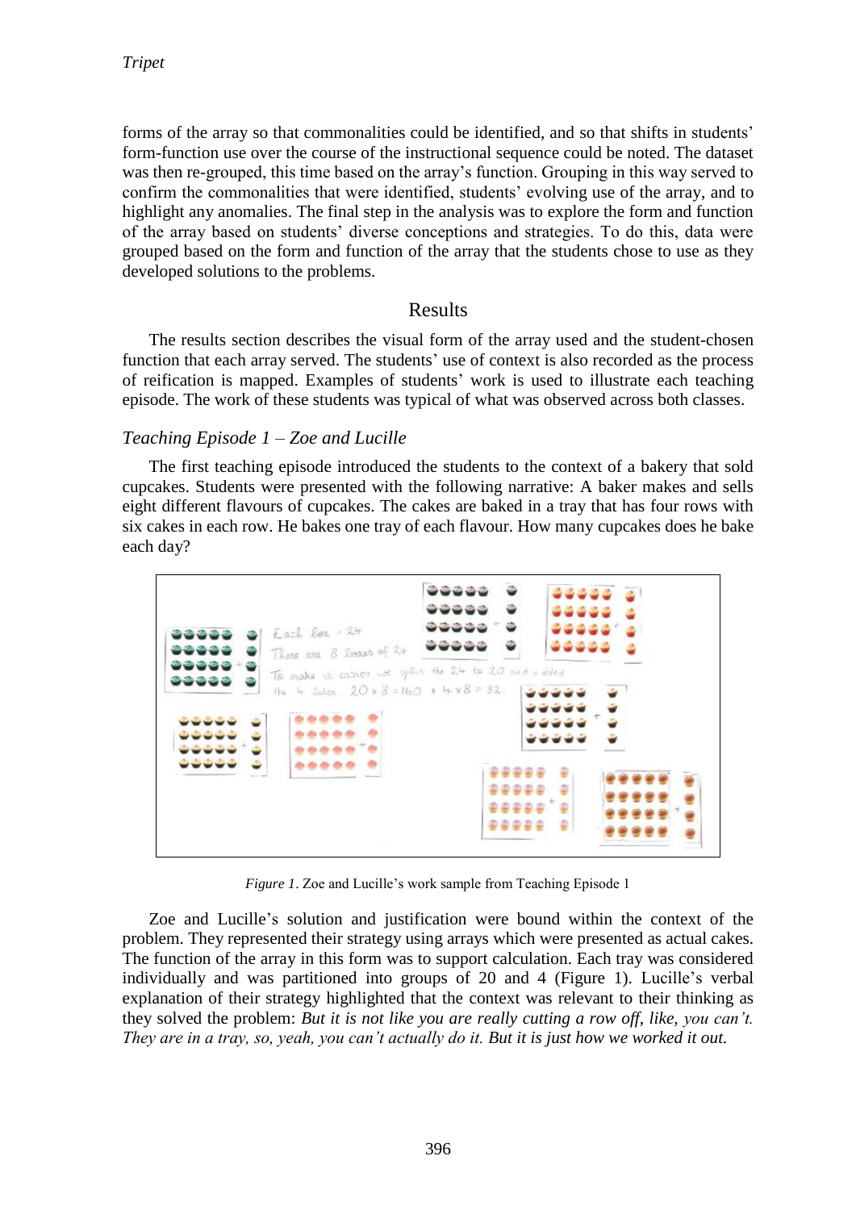forms of the array so that commonalities could be identified, and so that shifts in students' form-function use over the course of the instructional sequence could be noted. The dataset was then re-grouped, this time based on the array's function. Grouping in this way served to confirm the commonalities that were identified, students' evolving use of the array, and to highlight any anomalies. The final step in the analysis was to explore the form and function of the array based on students' diverse conceptions and strategies. To do this, data were grouped based on the form and function of the array that the students chose to use as they developed solutions to the problems.

## Results

The results section describes the visual form of the array used and the student-chosen function that each array served. The students' use of context is also recorded as the process of reification is mapped. Examples of students' work is used to illustrate each teaching episode. The work of these students was typical of what was observed across both classes.

### *Teaching Episode 1 – Zoe and Lucille*

The first teaching episode introduced the students to the context of a bakery that sold cupcakes. Students were presented with the following narrative: A baker makes and sells eight different flavours of cupcakes. The cakes are baked in a tray that has four rows with six cakes in each row. He bakes one tray of each flavour. How many cupcakes does he bake each day?

*Figure 1*. Zoe and Lucille's work sample from Teaching Episode 1

Zoe and Lucille's solution and justification were bound within the context of the problem. They represented their strategy using arrays which were presented as actual cakes. The function of the array in this form was to support calculation. Each tray was considered individually and was partitioned into groups of 20 and 4 (Figure 1). Lucille's verbal explanation of their strategy highlighted that the context was relevant to their thinking as they solved the problem: *But it is not like you are really cutting a row off, like, you can't. They are in a tray, so, yeah, you can't actually do it. But it is just how we worked it out.*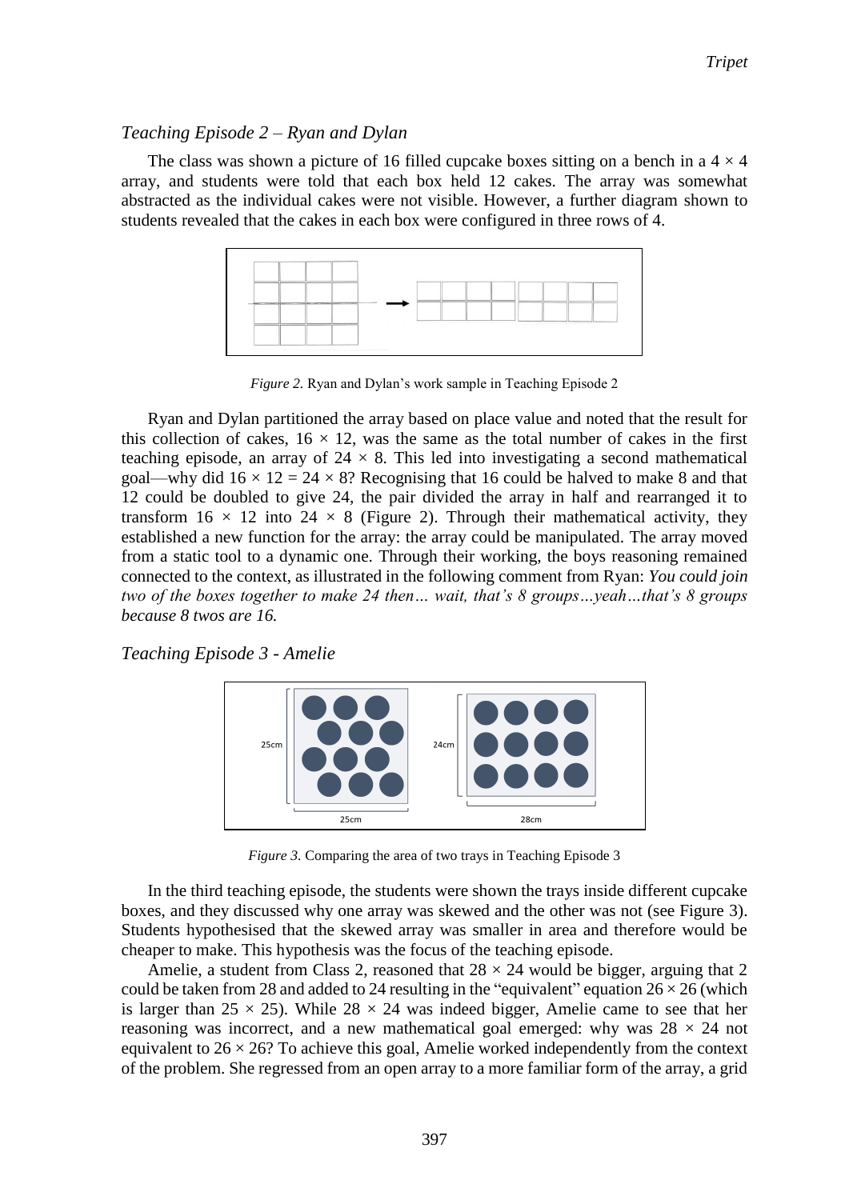### *Teaching Episode 2 – Ryan and Dylan*

The class was shown a picture of 16 filled cupcake boxes sitting on a bench in a $4 \times 4$ array, and students were told that each box held 12 cakes. The array was somewhat abstracted as the individual cakes were not visible. However, a further diagram shown to students revealed that the cakes in each box were configured in three rows of 4.

*Figure 2.* Ryan and Dylan's work sample in Teaching Episode 2

Ryan and Dylan partitioned the array based on place value and noted that the result for this collection of cakes, $16 \times 12$, was the same as the total number of cakes in the first teaching episode, an array of $24 \times 8$. This led into investigating a second mathematical goal—why did $16 \times 12 = 24 \times 8$? Recognising that 16 could be halved to make 8 and that 12 could be doubled to give 24, the pair divided the array in half and rearranged it to transform $16 \times 12$ into $24 \times 8$ (Figure 2). Through their mathematical activity, they established a new function for the array: the array could be manipulated. The array moved from a static tool to a dynamic one. Through their working, the boys reasoning remained connected to the context, as illustrated in the following comment from Ryan: *You could join two of the boxes together to make 24 then… wait, that's 8 groups…yeah…that's 8 groups because 8 twos are 16.*

### *Teaching Episode 3 - Amelie*

*Figure 3.* Comparing the area of two trays in Teaching Episode 3

In the third teaching episode, the students were shown the trays inside different cupcake boxes, and they discussed why one array was skewed and the other was not (see Figure 3). Students hypothesised that the skewed array was smaller in area and therefore would be cheaper to make. This hypothesis was the focus of the teaching episode.

Amelie, a student from Class 2, reasoned that $28 \times 24$ would be bigger, arguing that 2 could be taken from 28 and added to 24 resulting in the "equivalent" equation $26 \times 26$ (which is larger than $25 \times 25$). While $28 \times 24$ was indeed bigger, Amelie came to see that her reasoning was incorrect, and a new mathematical goal emerged: why was $28 \times 24$ not equivalent to $26 \times 26$? To achieve this goal, Amelie worked independently from the context of the problem. She regressed from an open array to a more familiar form of the array, a grid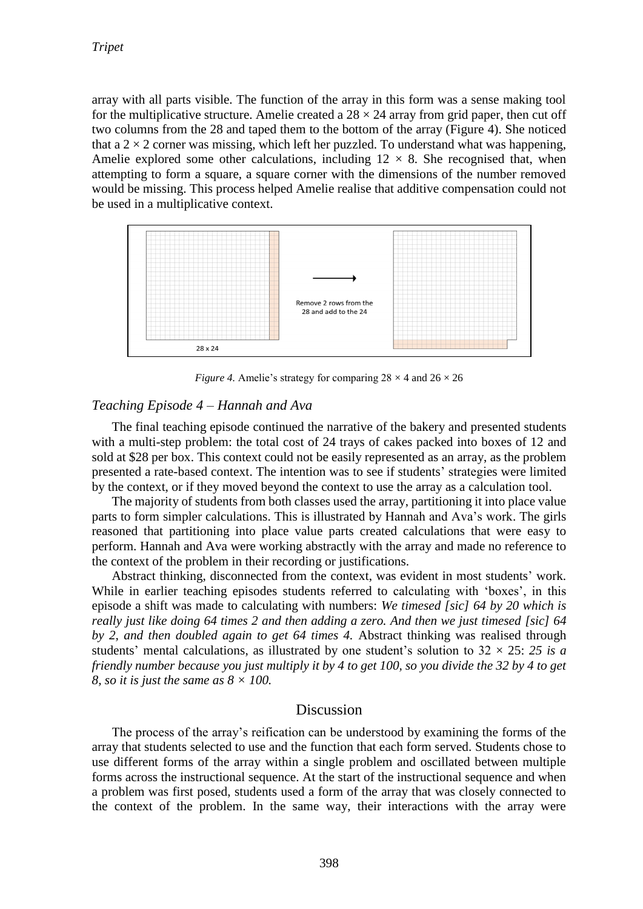array with all parts visible. The function of the array in this form was a sense making tool for the multiplicative structure. Amelie created a $28 \times 24$ array from grid paper, then cut off two columns from the 28 and taped them to the bottom of the array (Figure 4). She noticed that a $2 \times 2$ corner was missing, which left her puzzled. To understand what was happening, Amelie explored some other calculations, including $12 \times 8$. She recognised that, when attempting to form a square, a square corner with the dimensions of the number removed would be missing. This process helped Amelie realise that additive compensation could not be used in a multiplicative context.

28 x 24

Remove 2 rows from the 28 and add to the 24

*Figure 4.* Amelie's strategy for comparing $28 \times 4$ and $26 \times 26$

### *Teaching Episode 4 – Hannah and Ava*

The final teaching episode continued the narrative of the bakery and presented students with a multi-step problem: the total cost of 24 trays of cakes packed into boxes of 12 and sold at $28 per box. This context could not be easily represented as an array, as the problem presented a rate-based context. The intention was to see if students' strategies were limited by the context, or if they moved beyond the context to use the array as a calculation tool.

The majority of students from both classes used the array, partitioning it into place value parts to form simpler calculations. This is illustrated by Hannah and Ava's work. The girls reasoned that partitioning into place value parts created calculations that were easy to perform. Hannah and Ava were working abstractly with the array and made no reference to the context of the problem in their recording or justifications.

Abstract thinking, disconnected from the context, was evident in most students' work. While in earlier teaching episodes students referred to calculating with 'boxes', in this episode a shift was made to calculating with numbers: *We timesed [sic] 64 by 20 which is really just like doing 64 times 2 and then adding a zero. And then we just timesed [sic] 64 by 2, and then doubled again to get 64 times 4.* Abstract thinking was realised through students' mental calculations, as illustrated by one student's solution to $32 \times 25$: *25 is a friendly number because you just multiply it by 4 to get 100, so you divide the 32 by 4 to get 8, so it is just the same as $8 \times 100$.*

## Discussion

The process of the array's reification can be understood by examining the forms of the array that students selected to use and the function that each form served. Students chose to use different forms of the array within a single problem and oscillated between multiple forms across the instructional sequence. At the start of the instructional sequence and when a problem was first posed, students used a form of the array that was closely connected to the context of the problem. In the same way, their interactions with the array were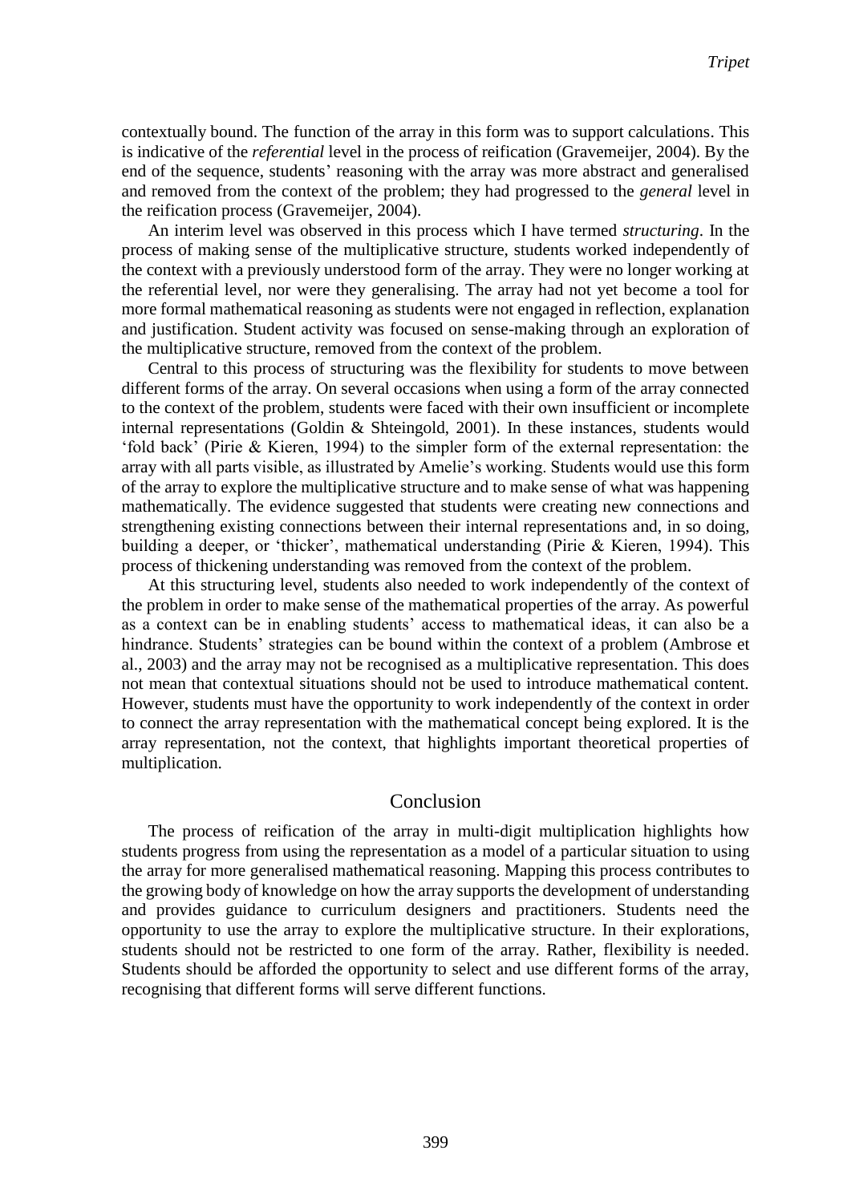contextually bound. The function of the array in this form was to support calculations. This is indicative of the *referential* level in the process of reification (Gravemeijer, 2004). By the end of the sequence, students' reasoning with the array was more abstract and generalised and removed from the context of the problem; they had progressed to the *general* level in the reification process (Gravemeijer, 2004).

An interim level was observed in this process which I have termed *structuring*. In the process of making sense of the multiplicative structure, students worked independently of the context with a previously understood form of the array. They were no longer working at the referential level, nor were they generalising. The array had not yet become a tool for more formal mathematical reasoning as students were not engaged in reflection, explanation and justification. Student activity was focused on sense-making through an exploration of the multiplicative structure, removed from the context of the problem.

Central to this process of structuring was the flexibility for students to move between different forms of the array. On several occasions when using a form of the array connected to the context of the problem, students were faced with their own insufficient or incomplete internal representations (Goldin & Shteingold, 2001). In these instances, students would 'fold back' (Pirie & Kieren, 1994) to the simpler form of the external representation: the array with all parts visible, as illustrated by Amelie's working. Students would use this form of the array to explore the multiplicative structure and to make sense of what was happening mathematically. The evidence suggested that students were creating new connections and strengthening existing connections between their internal representations and, in so doing, building a deeper, or 'thicker', mathematical understanding (Pirie & Kieren, 1994). This process of thickening understanding was removed from the context of the problem.

At this structuring level, students also needed to work independently of the context of the problem in order to make sense of the mathematical properties of the array. As powerful as a context can be in enabling students' access to mathematical ideas, it can also be a hindrance. Students' strategies can be bound within the context of a problem (Ambrose et al., 2003) and the array may not be recognised as a multiplicative representation. This does not mean that contextual situations should not be used to introduce mathematical content. However, students must have the opportunity to work independently of the context in order to connect the array representation with the mathematical concept being explored. It is the array representation, not the context, that highlights important theoretical properties of multiplication.

## Conclusion

The process of reification of the array in multi-digit multiplication highlights how students progress from using the representation as a model of a particular situation to using the array for more generalised mathematical reasoning. Mapping this process contributes to the growing body of knowledge on how the array supports the development of understanding and provides guidance to curriculum designers and practitioners. Students need the opportunity to use the array to explore the multiplicative structure. In their explorations, students should not be restricted to one form of the array. Rather, flexibility is needed. Students should be afforded the opportunity to select and use different forms of the array, recognising that different forms will serve different functions.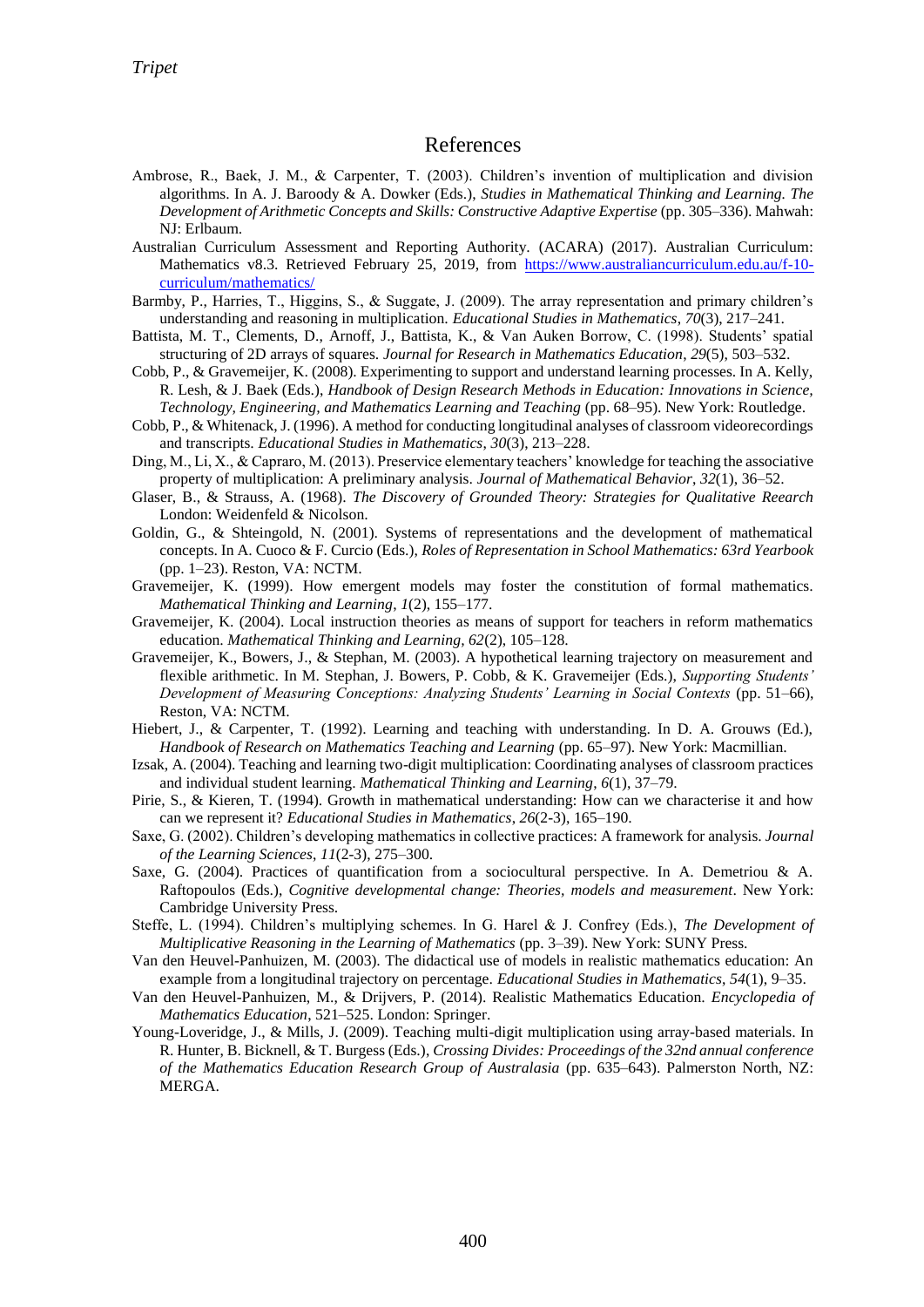# References

Ambrose, R., Baek, J. M., & Carpenter, T. (2003). Children's invention of multiplication and division algorithms. In A. J. Baroody & A. Dowker (Eds.), *Studies in Mathematical Thinking and Learning. The Development of Arithmetic Concepts and Skills: Constructive Adaptive Expertise* (pp. 305–336). Mahwah: NJ: Erlbaum.

Australian Curriculum Assessment and Reporting Authority. (ACARA) (2017). Australian Curriculum: Mathematics v8.3. Retrieved February 25, 2019, from https://www.australiancurriculum.edu.au/f-10-curriculum/mathematics/

Barmby, P., Harries, T., Higgins, S., & Suggate, J. (2009). The array representation and primary children's understanding and reasoning in multiplication. *Educational Studies in Mathematics*, *70*(3), 217–241.

Battista, M. T., Clements, D., Arnoff, J., Battista, K., & Van Auken Borrow, C. (1998). Students' spatial structuring of 2D arrays of squares. *Journal for Research in Mathematics Education*, *29*(5), 503–532.

Cobb, P., & Gravemeijer, K. (2008). Experimenting to support and understand learning processes. In A. Kelly, R. Lesh, & J. Baek (Eds.), *Handbook of Design Research Methods in Education: Innovations in Science, Technology, Engineering, and Mathematics Learning and Teaching* (pp. 68–95). New York: Routledge.

Cobb, P., & Whitenack, J. (1996). A method for conducting longitudinal analyses of classroom videorecordings and transcripts. *Educational Studies in Mathematics*, *30*(3), 213–228.

Ding, M., Li, X., & Capraro, M. (2013). Preservice elementary teachers' knowledge for teaching the associative property of multiplication: A preliminary analysis. *Journal of Mathematical Behavior*, *32*(1), 36–52.

Glaser, B., & Strauss, A. (1968). *The Discovery of Grounded Theory: Strategies for Qualitative Reearch* London: Weidenfeld & Nicolson.

Goldin, G., & Shteingold, N. (2001). Systems of representations and the development of mathematical concepts. In A. Cuoco & F. Curcio (Eds.), *Roles of Representation in School Mathematics: 63rd Yearbook* (pp. 1–23). Reston, VA: NCTM.

Gravemeijer, K. (1999). How emergent models may foster the constitution of formal mathematics. *Mathematical Thinking and Learning*, *1*(2), 155–177.

Gravemeijer, K. (2004). Local instruction theories as means of support for teachers in reform mathematics education. *Mathematical Thinking and Learning*, *62*(2), 105–128.

Gravemeijer, K., Bowers, J., & Stephan, M. (2003). A hypothetical learning trajectory on measurement and flexible arithmetic. In M. Stephan, J. Bowers, P. Cobb, & K. Gravemeijer (Eds.), *Supporting Students' Development of Measuring Conceptions: Analyzing Students' Learning in Social Contexts* (pp. 51–66), Reston, VA: NCTM.

Hiebert, J., & Carpenter, T. (1992). Learning and teaching with understanding. In D. A. Grouws (Ed.), *Handbook of Research on Mathematics Teaching and Learning* (pp. 65–97). New York: Macmillian.

Izsak, A. (2004). Teaching and learning two-digit multiplication: Coordinating analyses of classroom practices and individual student learning. *Mathematical Thinking and Learning*, *6*(1), 37–79.

Pirie, S., & Kieren, T. (1994). Growth in mathematical understanding: How can we characterise it and how can we represent it? *Educational Studies in Mathematics*, *26*(2-3), 165–190.

Saxe, G. (2002). Children's developing mathematics in collective practices: A framework for analysis. *Journal of the Learning Sciences*, *11*(2-3), 275–300.

Saxe, G. (2004). Practices of quantification from a sociocultural perspective. In A. Demetriou & A. Raftopoulos (Eds.), *Cognitive developmental change: Theories, models and measurement*. New York: Cambridge University Press.

Steffe, L. (1994). Children's multiplying schemes. In G. Harel & J. Confrey (Eds.), *The Development of Multiplicative Reasoning in the Learning of Mathematics* (pp. 3–39). New York: SUNY Press.

Van den Heuvel-Panhuizen, M. (2003). The didactical use of models in realistic mathematics education: An example from a longitudinal trajectory on percentage. *Educational Studies in Mathematics*, *54*(1), 9–35.

Van den Heuvel-Panhuizen, M., & Drijvers, P. (2014). Realistic Mathematics Education. *Encyclopedia of Mathematics Education*, 521–525. London: Springer.

Young-Loveridge, J., & Mills, J. (2009). Teaching multi-digit multiplication using array-based materials. In R. Hunter, B. Bicknell, & T. Burgess (Eds.), *Crossing Divides: Proceedings of the 32nd annual conference of the Mathematics Education Research Group of Australasia* (pp. 635–643). Palmerston North, NZ: MERGA.